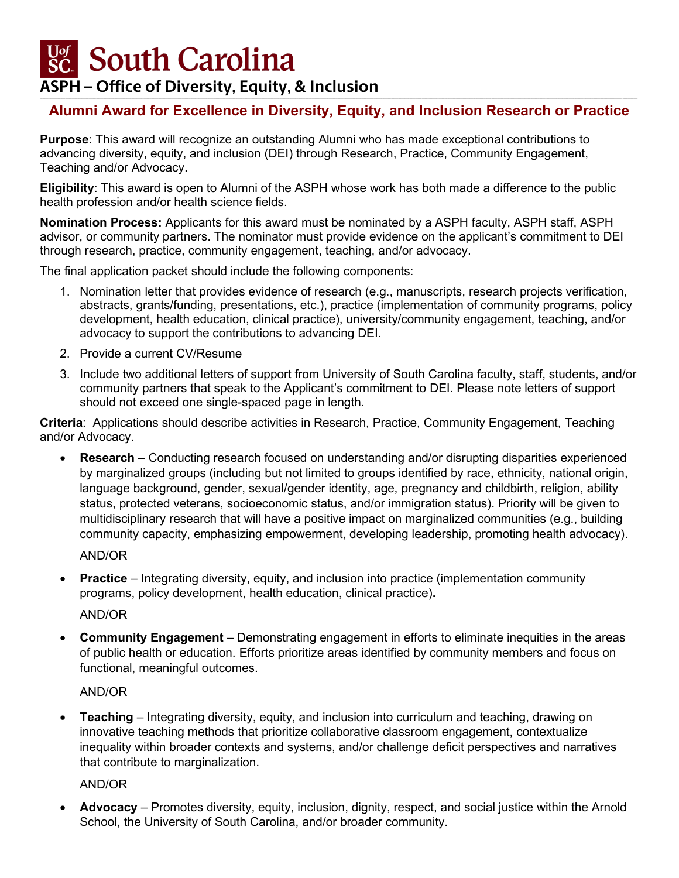# South Carolina

## ASPH – Office of Diversity, Equity, & Inclusion

### Alumni Award for Excellence in Diversity, Equity, and Inclusion Research or Practice

**Purpose**: This award will recognize an outstanding Alumni who has made exceptional contributions to advancing diversity, equity, and inclusion (DEI) through Research, Practice, Community Engagement, Teaching and/or Advocacy.

**Eligibility**: This award is open to Alumni of the ASPH whose work has both made a difference to the public health profession and/or health science fields.

**Nomination Process:** Applicants for this award must be nominated by a ASPH faculty, ASPH staff, ASPH advisor, or community partners. The nominator must provide evidence on the applicant's commitment to DEI through research, practice, community engagement, teaching, and/or advocacy.

The final application packet should include the following components:

1. Nomination letter that provides evidence of research (e.g., manuscripts, research projects verification, abstracts, grants/funding, presentations, etc.), practice (implementation of community programs, policy development, health education, clinical practice), university/community engagement, teaching, and/or advocacy to support the contributions to advancing DEI.
2. Provide a current CV/Resume
3. Include two additional letters of support from University of South Carolina faculty, staff, students, and/or community partners that speak to the Applicant's commitment to DEI. Please note letters of support should not exceed one single-spaced page in length.

**Criteria**: Applications should describe activities in Research, Practice, Community Engagement, Teaching and/or Advocacy.

- **Research** – Conducting research focused on understanding and/or disrupting disparities experienced by marginalized groups (including but not limited to groups identified by race, ethnicity, national origin, language background, gender, sexual/gender identity, age, pregnancy and childbirth, religion, ability status, protected veterans, socioeconomic status, and/or immigration status). Priority will be given to multidisciplinary research that will have a positive impact on marginalized communities (e.g., building community capacity, emphasizing empowerment, developing leadership, promoting health advocacy).

  AND/OR

- **Practice** – Integrating diversity, equity, and inclusion into practice (implementation community programs, policy development, health education, clinical practice)**.**

  AND/OR

- **Community Engagement** – Demonstrating engagement in efforts to eliminate inequities in the areas of public health or education. Efforts prioritize areas identified by community members and focus on functional, meaningful outcomes.

  AND/OR

- **Teaching** – Integrating diversity, equity, and inclusion into curriculum and teaching, drawing on innovative teaching methods that prioritize collaborative classroom engagement, contextualize inequality within broader contexts and systems, and/or challenge deficit perspectives and narratives that contribute to marginalization.

  AND/OR

- **Advocacy** – Promotes diversity, equity, inclusion, dignity, respect, and social justice within the Arnold School, the University of South Carolina, and/or broader community.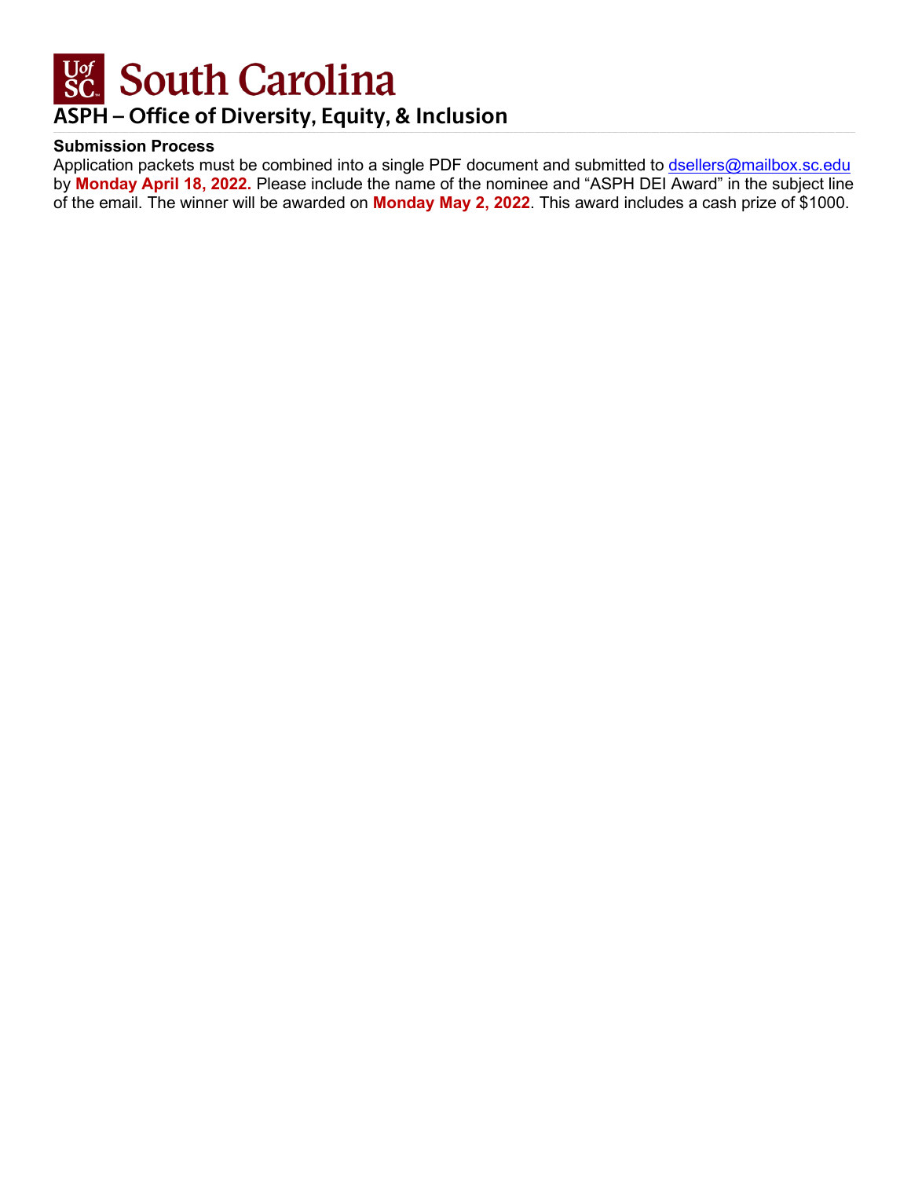# South Carolina

## ASPH – Office of Diversity, Equity, & Inclusion

**Submission Process**

Application packets must be combined into a single PDF document and submitted to dsellers@mailbox.sc.edu by **Monday April 18, 2022.** Please include the name of the nominee and "ASPH DEI Award" in the subject line of the email. The winner will be awarded on **Monday May 2, 2022**. This award includes a cash prize of $1000.